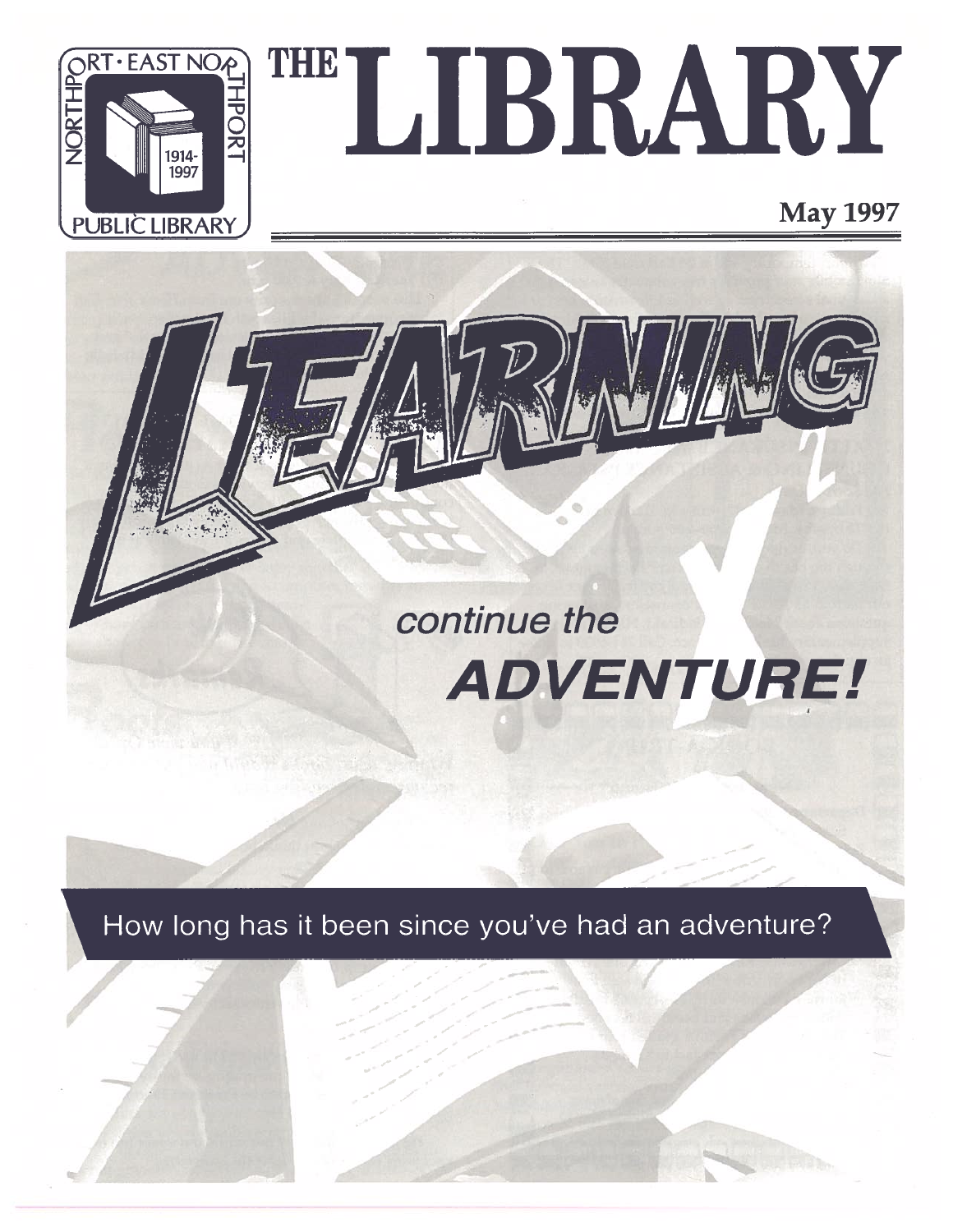NORTHPORT · EAST NORTHPORT PUBLIC LIBRARY 1914-1997

# THE LIBRARY

**May 1997**

# LEARNING

## *continue the* ***ADVENTURE!***

How long has it been since you've had an adventure?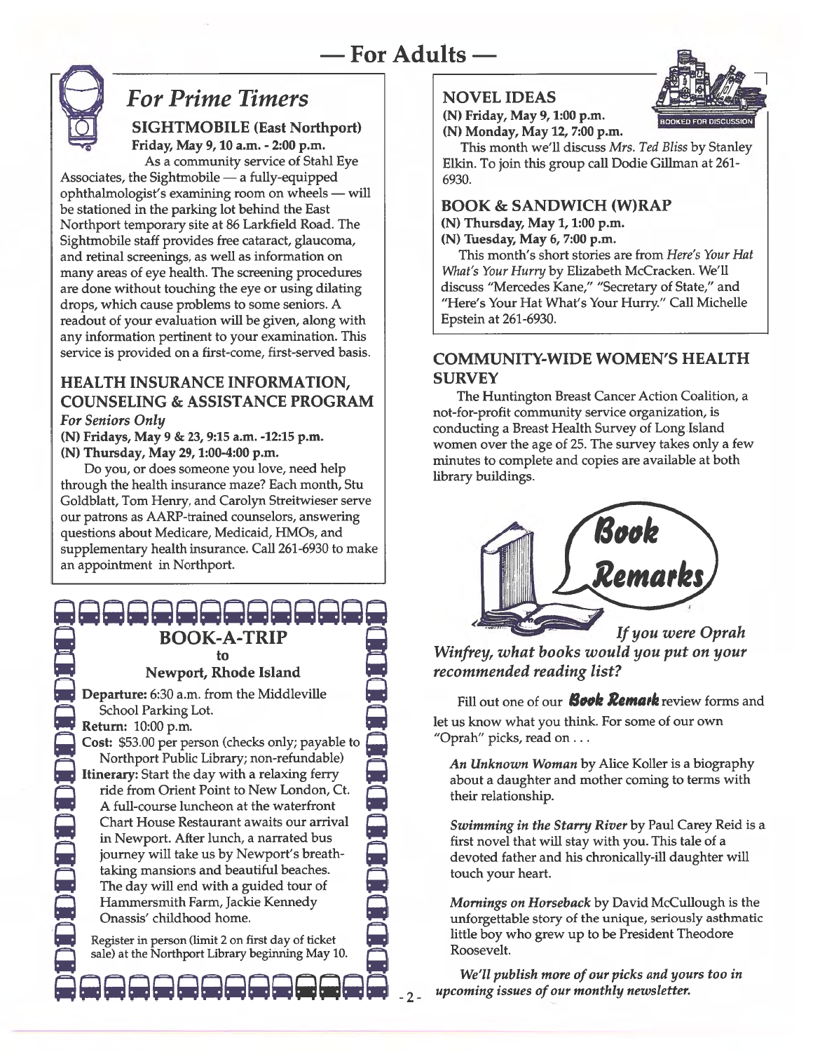# — For Adults —

## *For Prime Timers*

### SIGHTMOBILE (East Northport)

**Friday, May 9, 10 a.m. - 2:00 p.m.**

As a community service of Stahl Eye Associates, the Sightmobile — a fully-equipped ophthalmologist's examining room on wheels — will be stationed in the parking lot behind the East Northport temporary site at 86 Larkfield Road. The Sightmobile staff provides free cataract, glaucoma, and retinal screenings, as well as information on many areas of eye health. The screening procedures are done without touching the eye or using dilating drops, which cause problems to some seniors. A readout of your evaluation will be given, along with any information pertinent to your examination. This service is provided on a first-come, first-served basis.

### HEALTH INSURANCE INFORMATION, COUNSELING & ASSISTANCE PROGRAM

*For Seniors Only*

**(N) Fridays, May 9 & 23, 9:15 a.m. -12:15 p.m.**
**(N) Thursday, May 29, 1:00-4:00 p.m.**

Do you, or does someone you love, need help through the health insurance maze? Each month, Stu Goldblatt, Tom Henry, and Carolyn Streitwieser serve our patrons as AARP-trained counselors, answering questions about Medicare, Medicaid, HMOs, and supplementary health insurance. Call 261-6930 to make an appointment in Northport.

### BOOK-A-TRIP
### to
### Newport, Rhode Island

**Departure:** 6:30 a.m. from the Middleville School Parking Lot.

**Return:** 10:00 p.m.

**Cost:** $53.00 per person (checks only; payable to Northport Public Library; non-refundable)

**Itinerary:** Start the day with a relaxing ferry ride from Orient Point to New London, Ct. A full-course luncheon at the waterfront Chart House Restaurant awaits our arrival in Newport. After lunch, a narrated bus journey will take us by Newport's breath-taking mansions and beautiful beaches. The day will end with a guided tour of Hammersmith Farm, Jackie Kennedy Onassis' childhood home.

Register in person (limit 2 on first day of ticket sale) at the Northport Library beginning May 10.

### NOVEL IDEAS

BOOKED FOR DISCUSSION

**(N) Friday, May 9, 1:00 p.m.**
**(N) Monday, May 12, 7:00 p.m.**

This month we'll discuss *Mrs. Ted Bliss* by Stanley Elkin. To join this group call Dodie Gillman at 261-6930.

### BOOK & SANDWICH (W)RAP

**(N) Thursday, May 1, 1:00 p.m.**
**(N) Tuesday, May 6, 7:00 p.m.**

This month's short stories are from *Here's Your Hat What's Your Hurry* by Elizabeth McCracken. We'll discuss "Mercedes Kane," "Secretary of State," and "Here's Your Hat What's Your Hurry." Call Michelle Epstein at 261-6930.

### COMMUNITY-WIDE WOMEN'S HEALTH SURVEY

The Huntington Breast Cancer Action Coalition, a not-for-profit community service organization, is conducting a Breast Health Survey of Long Island women over the age of 25. The survey takes only a few minutes to complete and copies are available at both library buildings.

## Book Remarks

***If you were Oprah Winfrey, what books would you put on your recommended reading list?***

Fill out one of our **Book Remark** review forms and let us know what you think. For some of our own "Oprah" picks, read on . . .

***An Unknown Woman*** by Alice Koller is a biography about a daughter and mother coming to terms with their relationship.

***Swimming in the Starry River*** by Paul Carey Reid is a first novel that will stay with you. This tale of a devoted father and his chronically-ill daughter will touch your heart.

***Mornings on Horseback*** by David McCullough is the unforgettable story of the unique, seriously asthmatic little boy who grew up to be President Theodore Roosevelt.

***We'll publish more of our picks and yours too in upcoming issues of our monthly newsletter.***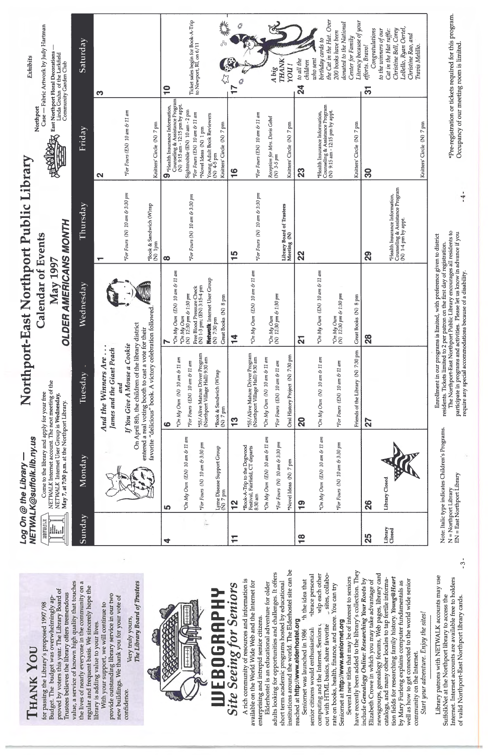# Thank You

for passing the Library's proposed 1997/98 Budget. The budget was overwhelmingly approved by voters this year. The Library Board of Trustees believes the library offers tremendous value, a service of known high quality that touches the lives of nearly everyone in the community on a regular and frequent basis. We sincerely hope the library is adding value to your lives.

With your support, we will continue to provide outstanding library service in our two new buildings. We thank you for your vote of confidence.

Very truly yours,
*The Library Board of Trustees*

# WEBOGRAPHY

## *Site Seeing for Seniors*

A rich community of resources and information is available on the World Wide Web and the Internet for enterprising and intrepid senior citizens.

Elderhostel is an educational adventure for older adults looking for opportunities and challenges. It offers short term academic programs hosted by educational institutions around the world. The Elderhostel site can be reached at **http://www.elderhostel.org**

Seniornet was launched in 1986 with the idea that senior citizens would enthusiastically embrace personal computing and the Internet. Seniors can help each other out with HTML basics, share favorite sites, collaborate on books, health, finance, and more. You can try Seniornet at **http://www.seniornet.org**

Several new titles that may be of interest to seniors have recently been added to the library's collection. They include *Genealogy Online: Researching Your Roots* by Elizabeth Crowe in which you may take advantage of newsgroups, genealogy forums, Web pages, library card catalogs, and many other locales to tap fertile information fields for researching family history. ***Young@Heart*** by Mary Furlong explains computer fundamentals as well as how to get connected to the world wide senior community on the Internet.

*Start your adventure. Enjoy the sites!*

Library patrons with NETWALK accounts may use SuffolkNet at the Northport library to access the Internet. Internet accounts are available free to holders of valid Northport-East Northport library cards.

---

**Log On @ the Library — NETWALK@suffolk.lib.ny.us**

Come to the library and apply for your free NETWALK Internet account. The next meeting of the NETWALK Internet User Group is **Wednesday, May 7, at 7:30 p.m.** at the Northport Library.

# Northport-East Northport Public Library

## Calendar of Events

## May 1997

### OLDER AMERICANS MONTH

**Exhibits**

**Northport**
Case — Fabric Artwork by Judy Hartman

**East Northport Floral Decorations** — Linda Gruhn of the Larkfield Community Garden Club

*And the Winners Are . . .*
*James and the Giant Peach*
*and*
*If You Give A Mouse a Cookie*

On April 8th, the children of the library district entered a real voting booth to cast a vote for their favorite "delicious" book. A victory celebration followed.

| Sunday | Monday | Tuesday | Wednesday | Thursday | Friday | Saturday |
|---|---|---|---|---|---|---|
| | | | | **1**<br>*\*For Fours (N) 10 am & 3:30 pm*<br>\*Book & Sandwich (W)rap (N) 1pm | **2**<br>*\*For Fours (EN) 10 am & 11 am*<br>Knitters' Circle (N) 7 pm | **3** |
| **4** | **5**<br>*\*On My Own (EN) 10 am & 11 am*<br>*\*For Fours (N) 10 am & 3:30 pm*<br>Lyme Disease Support Group (N) 7 pm | **6**<br>*\*On My Own (N) 10 am & 11 am*<br>*\*For Fours (EN) 10 am & 11 am*<br>\*55/Alive Mature Driver Program (Northport Village Hall) 9:30 am<br>\*Book & Sandwich (W)rap (N) 7 pm | **7**<br>*\*On My Own (EN) 10 am & 11 am*<br>*\*On My Own (N) 12:30 pm & 1:30 pm*<br>Free Blood Pressure Check (N) 1-3 pm; (EN) 3:15-4 pm<br>**Netwalk** Internet User Group (N) 7:30 pm<br>Great Books (N) 8 pm | **8**<br>*\*For Fours (N) 10 am & 3:30 pm* | **9**<br>\*Health Insurance Information, Counseling & Assistance Program (N) 9:15 am - 12:15 pm by appt.<br>Sightmobile (EN) 10 am - 2 pm<br>*\*For Fours (EN) 10 am & 11 am*<br>\*Novel Ideas (N) 1 pm<br>Young Adult Book Reviewers (N) 4-5 pm<br>Knitters' Circle (N) 7 pm | **10**<br>Ticket sales begin for Book-A-Trip to Newport, RI, on 6/11 |
| **11** | **12**<br>\*Book-A-Trip to the Dogwood Festival, Fairfield, CT departs 8:30 am<br>*\*On My Own (EN) 10 am & 11 am*<br>*\*For Fours (N) 10 am & 3:30 pm*<br>\*Novel Ideas (N) 7 pm | **13**<br>\*55/Alive Mature Driver Program (Northport Village Hall) 9:30 am<br>*\*On My Own (N) 10 am & 11 am*<br>*\*For Fours (EN) 10 am & 11 am*<br>Oral History Project (N) 7:30 pm | **14**<br>*\*On My Own (EN) 10 am & 11 am*<br>*\*On My Own (N) 12:30 pm & 1:30 pm* | **15**<br>*\*For Fours (N) 10 am & 3:30 pm*<br>**Library Board of Trustees Meeting (N)** | **16**<br>*\*For Fours (EN) 10 am & 11 am*<br>*Reception for Mrs. Doris Gebel (N) 3-5 pm*<br>Knitters' Circle (N) 7 pm | **17**<br>*A big THANK YOU!* |
| **18** | **19**<br>*\*On My Own (EN) 10 am & 11 am*<br>*\*For Fours (N) 10 am & 3:30 pm* | **20**<br>*\*On My Own (N) 10 am & 11 am*<br>*\*For Fours (EN) 10 am & 11 am*<br>Friends of the Library (N) 7:30 pm | **21**<br>*\*On My Own (EN) 10 am & 11 am*<br>*\*On My Own (N) 12:30 pm & 1:30 pm*<br>Great Books (N) 8 pm | **22** | **23**<br>\*Health Insurance Information, Counseling & Assistance Program (N) 9:15 am - 12:15 pm by appt.<br>Knitters' Circle (N) 7 pm | **24**<br>*to all the children who sent birthday cards to the Cat in the Hat. Over 200 books have been donated to the National Center for Family Literacy because of your efforts. Bravo!* |
| **25**<br>Library Closed | **26**<br>Library Closed | **27** | **28** | **29**<br>\*Health Insurance Information, Counseling & Assistance Program (N) 1-4 pm by appt. | **30**<br>Knitters' Circle (N) 7 pm | **31**<br>*Congratulations to the winners of our Cat in the Hat raffle: Christine Bell, Corey LoBello, Ryan Oertel, Christine Rao, and Travis Melillo.* |

Note: Italic type indicates Children's Programs.
N = Northport Library
EN = East Northport Library

Enrollment in our programs is limited, with preference given to district residents. Tickets limited to 2 per patron on the first day of registration.

The Northport-East Northport Public Library encourages all residents to participate in programs and activities. Please let us know in advance if you require any special accommodations because of a disability.

\*Pre-registration or tickets required for this program. Occupancy of our meeting room is limited.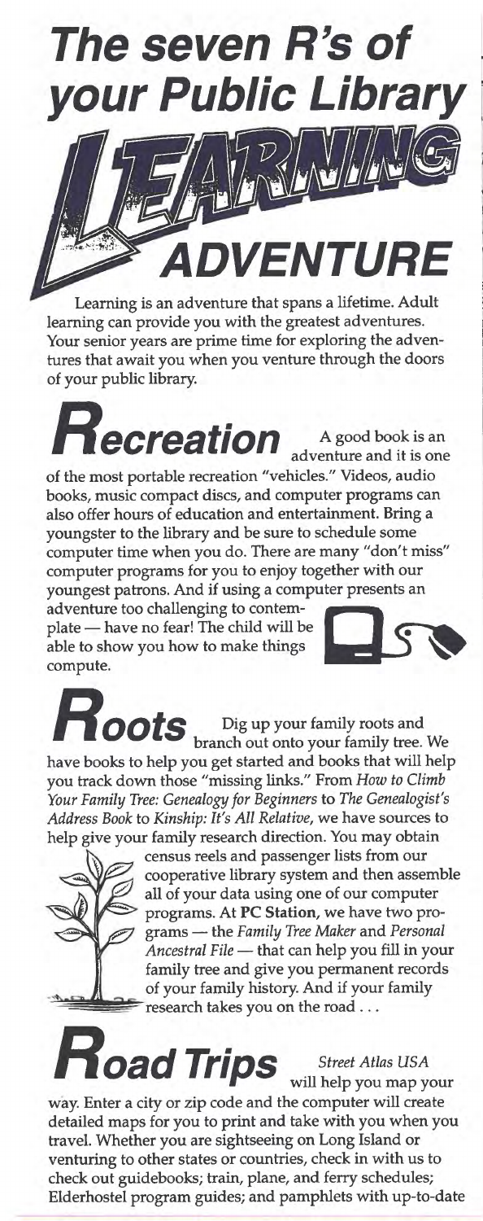# The seven R's of your Public Library

## LEARNING ADVENTURE

Learning is an adventure that spans a lifetime. Adult learning can provide you with the greatest adventures. Your senior years are prime time for exploring the adventures that await you when you venture through the doors of your public library.

## Recreation

A good book is an adventure and it is one of the most portable recreation "vehicles." Videos, audio books, music compact discs, and computer programs can also offer hours of education and entertainment. Bring a youngster to the library and be sure to schedule some computer time when you do. There are many "don't miss" computer programs for you to enjoy together with our youngest patrons. And if using a computer presents an adventure too challenging to contemplate — have no fear! The child will be able to show you how to make things compute.

## Roots

Dig up your family roots and branch out onto your family tree. We have books to help you get started and books that will help you track down those "missing links." From *How to Climb Your Family Tree: Genealogy for Beginners* to *The Genealogist's Address Book* to *Kinship: It's All Relative*, we have sources to help give your family research direction. You may obtain census reels and passenger lists from our cooperative library system and then assemble all of your data using one of our computer programs. At **PC Station**, we have two programs — the *Family Tree Maker* and *Personal Ancestral File* — that can help you fill in your family tree and give you permanent records of your family history. And if your family research takes you on the road . . .

## Road Trips

*Street Atlas USA* will help you map your way. Enter a city or zip code and the computer will create detailed maps for you to print and take with you when you travel. Whether you are sightseeing on Long Island or venturing to other states or countries, check in with us to check out guidebooks; train, plane, and ferry schedules; Elderhostel program guides; and pamphlets with up-to-date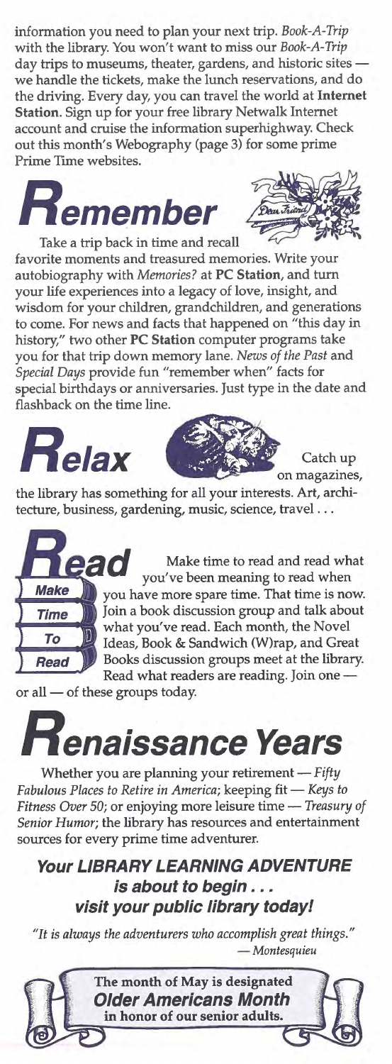information you need to plan your next trip. *Book-A-Trip* with the library. You won't want to miss our *Book-A-Trip* day trips to museums, theater, gardens, and historic sites — we handle the tickets, make the lunch reservations, and do the driving. Every day, you can travel the world at **Internet Station**. Sign up for your free library Netwalk Internet account and cruise the information superhighway. Check out this month's Webography (page 3) for some prime Prime Time websites.

# Remember

Take a trip back in time and recall favorite moments and treasured memories. Write your autobiography with *Memories?* at **PC Station**, and turn your life experiences into a legacy of love, insight, and wisdom for your children, grandchildren, and generations to come. For news and facts that happened on "this day in history," two other **PC Station** computer programs take you for that trip down memory lane. *News of the Past* and *Special Days* provide fun "remember when" facts for special birthdays or anniversaries. Just type in the date and flashback on the time line.

# Relax

Catch up on magazines, the library has something for all your interests. Art, architecture, business, gardening, music, science, travel . . .

# Read

Make
Time
To
Read

Make time to read and read what you've been meaning to read when you have more spare time. That time is now. Join a book discussion group and talk about what you've read. Each month, the Novel Ideas, Book & Sandwich (W)rap, and Great Books discussion groups meet at the library. Read what readers are reading. Join one — or all — of these groups today.

# Renaissance Years

Whether you are planning your retirement — *Fifty Fabulous Places to Retire in America*; keeping fit — *Keys to Fitness Over 50*; or enjoying more leisure time — *Treasury of Senior Humor*; the library has resources and entertainment sources for every prime time adventurer.

### *Your LIBRARY LEARNING ADVENTURE is about to begin . . . visit your public library today!*

*"It is always the adventurers who accomplish great things."*
*— Montesquieu*

**The month of May is designated**
***Older Americans Month***
**in honor of our senior adults.**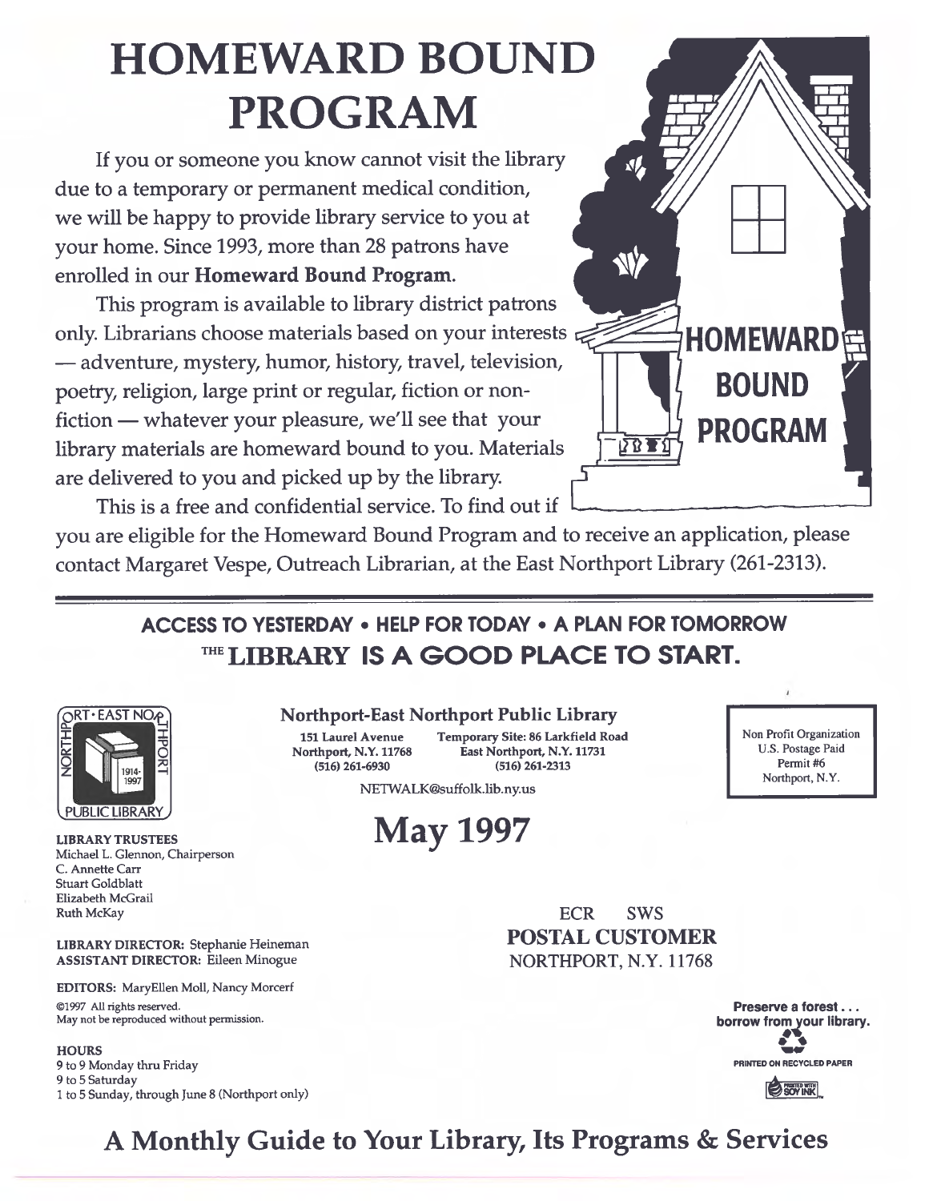# HOMEWARD BOUND PROGRAM

If you or someone you know cannot visit the library due to a temporary or permanent medical condition, we will be happy to provide library service to you at your home. Since 1993, more than 28 patrons have enrolled in our **Homeward Bound Program**.

This program is available to library district patrons only. Librarians choose materials based on your interests — adventure, mystery, humor, history, travel, television, poetry, religion, large print or regular, fiction or non-fiction — whatever your pleasure, we'll see that your library materials are homeward bound to you. Materials are delivered to you and picked up by the library.

This is a free and confidential service. To find out if you are eligible for the Homeward Bound Program and to receive an application, please contact Margaret Vespe, Outreach Librarian, at the East Northport Library (261-2313).

HOMEWARD BOUND PROGRAM

---

**ACCESS TO YESTERDAY • HELP FOR TODAY • A PLAN FOR TOMORROW**

## THE LIBRARY IS A GOOD PLACE TO START.

NORTHPORT • EAST NORTHPORT PUBLIC LIBRARY 1914-1997

**Northport-East Northport Public Library**

151 Laurel Avenue
Northport, N.Y. 11768
(516) 261-6930

Temporary Site: 86 Larkfield Road
East Northport, N.Y. 11731
(516) 261-2313

NETWALK@suffolk.lib.ny.us

# May 1997

Non Profit Organization
U.S. Postage Paid
Permit #6
Northport, N.Y.

**LIBRARY TRUSTEES**
Michael L. Glennon, Chairperson
C. Annette Carr
Stuart Goldblatt
Elizabeth McGrail
Ruth McKay

**LIBRARY DIRECTOR:** Stephanie Heineman
**ASSISTANT DIRECTOR:** Eileen Minogue

**EDITORS:** MaryEllen Moll, Nancy Morcerf

©1997 All rights reserved.
May not be reproduced without permission.

**HOURS**
9 to 9 Monday thru Friday
9 to 5 Saturday
1 to 5 Sunday, through June 8 (Northport only)

ECR SWS
**POSTAL CUSTOMER**
NORTHPORT, N.Y. 11768

**Preserve a forest . . .
borrow from your library.**

PRINTED ON RECYCLED PAPER

PRINTED WITH SOY INK

## A Monthly Guide to Your Library, Its Programs & Services